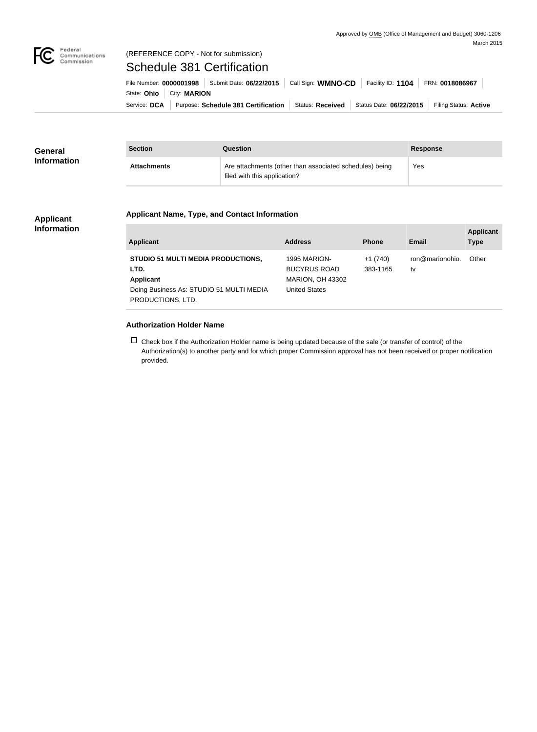Approved by OMB (Office of Management and Budget) 3060-1206
March 2015

Federal Communications Commission

(REFERENCE COPY - Not for submission)

# Schedule 381 Certification

File Number: **0000001998** | Submit Date: **06/22/2015** | Call Sign: **WMNO-CD** | Facility ID: **1104** | FRN: **0018086967**

State: **Ohio** | City: **MARION**

Service: **DCA** | Purpose: **Schedule 381 Certification** | Status: **Received** | Status Date: **06/22/2015** | Filing Status: **Active**

## General Information

| Section | Question | Response |
| --- | --- | --- |
| **Attachments** | Are attachments (other than associated schedules) being filed with this application? | Yes |

## Applicant Information

### Applicant Name, Type, and Contact Information

| Applicant | Address | Phone | Email | Applicant Type |
| --- | --- | --- | --- | --- |
| **STUDIO 51 MULTI MEDIA PRODUCTIONS, LTD.** **Applicant** Doing Business As: STUDIO 51 MULTI MEDIA PRODUCTIONS, LTD. | 1995 MARION-BUCYRUS ROAD MARION, OH 43302 United States | +1 (740) 383-1165 | ron@marionohio.tv | Other |

### Authorization Holder Name

☐ Check box if the Authorization Holder name is being updated because of the sale (or transfer of control) of the Authorization(s) to another party and for which proper Commission approval has not been received or proper notification provided.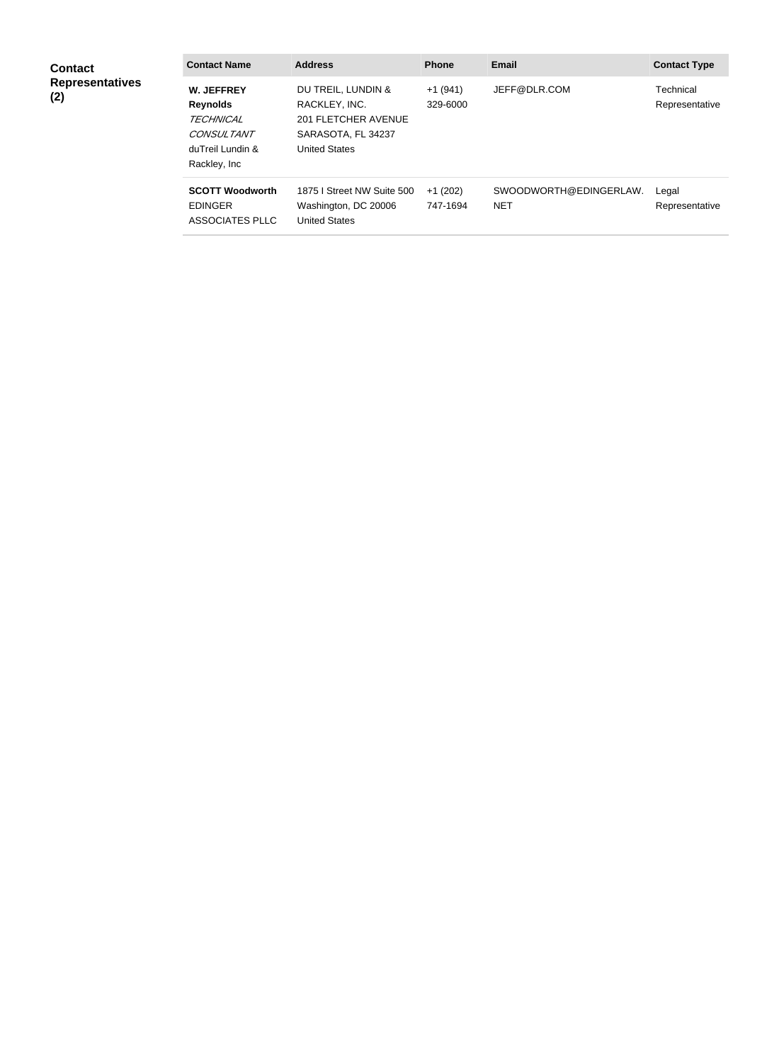**Contact Representatives (2)**

| Contact Name | Address | Phone | Email | Contact Type |
|---|---|---|---|---|
| **W. JEFFREY Reynolds** *TECHNICAL CONSULTANT* duTreil Lundin & Rackley, Inc | DU TREIL, LUNDIN & RACKLEY, INC. 201 FLETCHER AVENUE SARASOTA, FL 34237 United States | +1 (941) 329-6000 | JEFF@DLR.COM | Technical Representative |
| **SCOTT Woodworth** EDINGER ASSOCIATES PLLC | 1875 I Street NW Suite 500 Washington, DC 20006 United States | +1 (202) 747-1694 | SWOODWORTH@EDINGERLAW.NET | Legal Representative |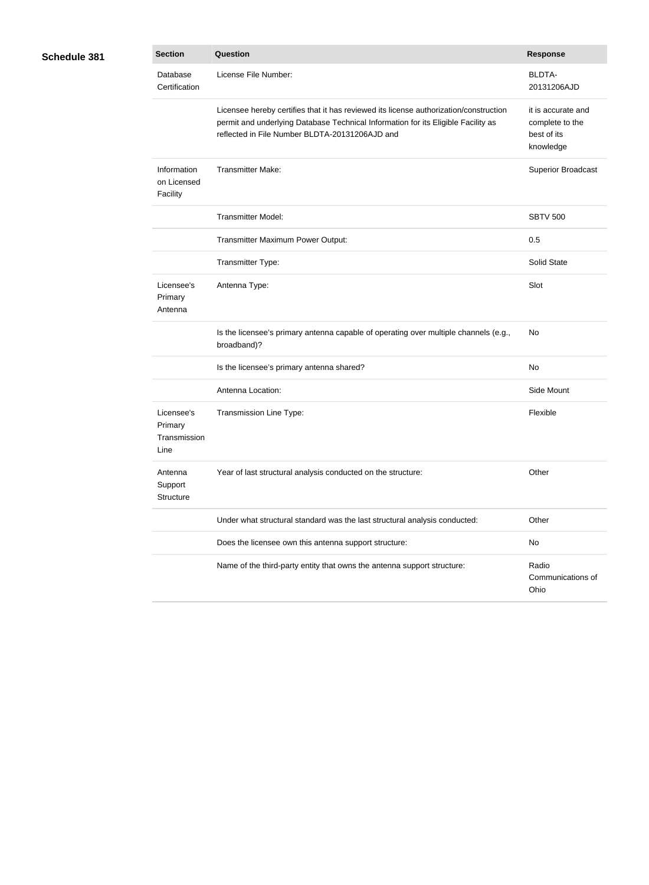**Schedule 381**

| Section | Question | Response |
| --- | --- | --- |
| Database Certification | License File Number: | BLDTA-20131206AJD |
| | Licensee hereby certifies that it has reviewed its license authorization/construction permit and underlying Database Technical Information for its Eligible Facility as reflected in File Number BLDTA-20131206AJD and | it is accurate and complete to the best of its knowledge |
| Information on Licensed Facility | Transmitter Make: | Superior Broadcast |
| | Transmitter Model: | SBTV 500 |
| | Transmitter Maximum Power Output: | 0.5 |
| | Transmitter Type: | Solid State |
| Licensee's Primary Antenna | Antenna Type: | Slot |
| | Is the licensee's primary antenna capable of operating over multiple channels (e.g., broadband)? | No |
| | Is the licensee's primary antenna shared? | No |
| | Antenna Location: | Side Mount |
| Licensee's Primary Transmission Line | Transmission Line Type: | Flexible |
| Antenna Support Structure | Year of last structural analysis conducted on the structure: | Other |
| | Under what structural standard was the last structural analysis conducted: | Other |
| | Does the licensee own this antenna support structure: | No |
| | Name of the third-party entity that owns the antenna support structure: | Radio Communications of Ohio |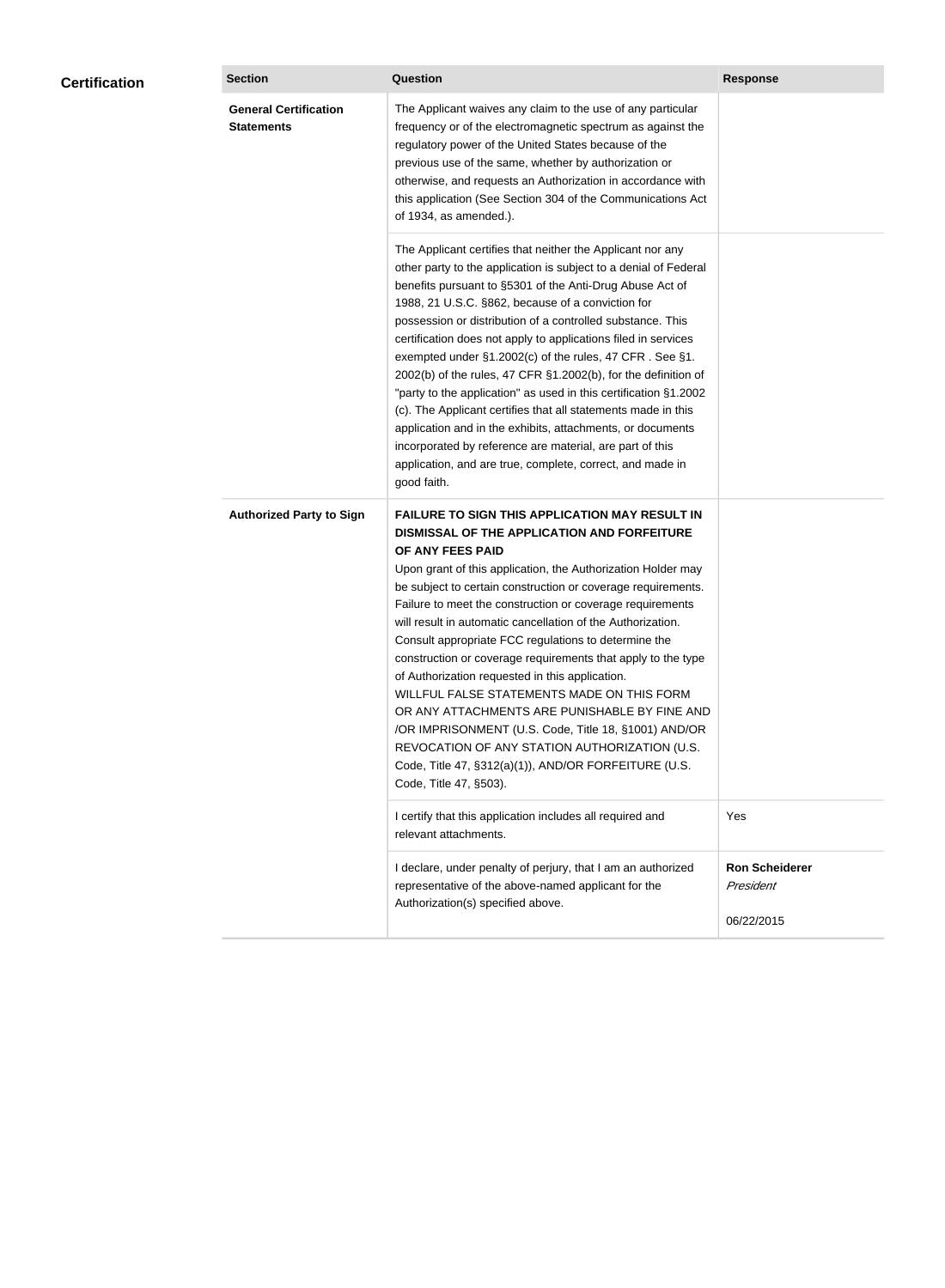## Certification

| Section | Question | Response |
|---|---|---|
| **General Certification Statements** | The Applicant waives any claim to the use of any particular frequency or of the electromagnetic spectrum as against the regulatory power of the United States because of the previous use of the same, whether by authorization or otherwise, and requests an Authorization in accordance with this application (See Section 304 of the Communications Act of 1934, as amended.). | |
| | The Applicant certifies that neither the Applicant nor any other party to the application is subject to a denial of Federal benefits pursuant to §5301 of the Anti-Drug Abuse Act of 1988, 21 U.S.C. §862, because of a conviction for possession or distribution of a controlled substance. This certification does not apply to applications filed in services exempted under §1.2002(c) of the rules, 47 CFR . See §1. 2002(b) of the rules, 47 CFR §1.2002(b), for the definition of "party to the application" as used in this certification §1.2002 (c). The Applicant certifies that all statements made in this application and in the exhibits, attachments, or documents incorporated by reference are material, are part of this application, and are true, complete, correct, and made in good faith. | |
| **Authorized Party to Sign** | **FAILURE TO SIGN THIS APPLICATION MAY RESULT IN DISMISSAL OF THE APPLICATION AND FORFEITURE OF ANY FEES PAID** Upon grant of this application, the Authorization Holder may be subject to certain construction or coverage requirements. Failure to meet the construction or coverage requirements will result in automatic cancellation of the Authorization. Consult appropriate FCC regulations to determine the construction or coverage requirements that apply to the type of Authorization requested in this application. WILLFUL FALSE STATEMENTS MADE ON THIS FORM OR ANY ATTACHMENTS ARE PUNISHABLE BY FINE AND /OR IMPRISONMENT (U.S. Code, Title 18, §1001) AND/OR REVOCATION OF ANY STATION AUTHORIZATION (U.S. Code, Title 47, §312(a)(1)), AND/OR FORFEITURE (U.S. Code, Title 47, §503). | |
| | I certify that this application includes all required and relevant attachments. | Yes |
| | I declare, under penalty of perjury, that I am an authorized representative of the above-named applicant for the Authorization(s) specified above. | **Ron Scheiderer** *President* 06/22/2015 |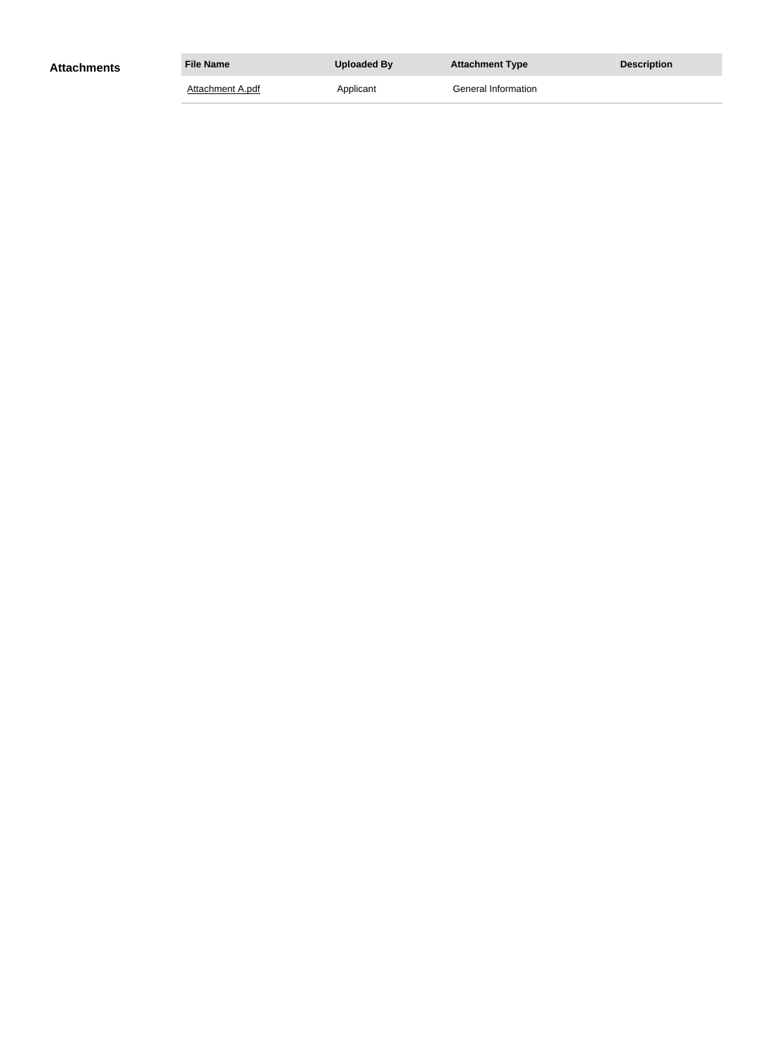**Attachments**

| File Name | Uploaded By | Attachment Type | Description |
| --- | --- | --- | --- |
| Attachment A.pdf | Applicant | General Information | |